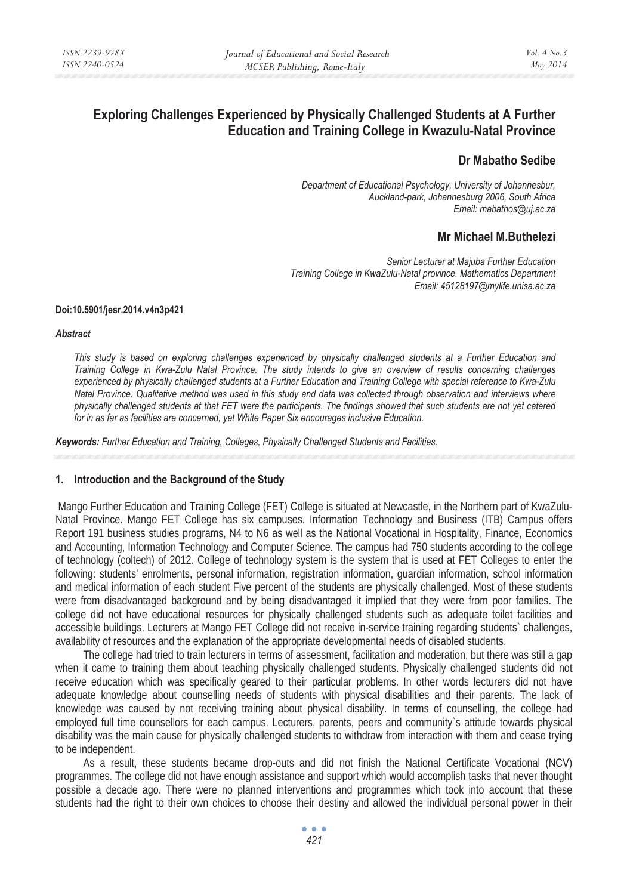# Exploring Challenges Experienced by Physically Challenged Students at A Further Education and Training College in Kwazulu-Natal Province

**Dr Mabatho Sedibe**

*Department of Educational Psychology, University of Johannesbur, Auckland-park, Johannesburg 2006, South Africa*
*Email: mabathos@uj.ac.za*

**Mr Michael M.Buthelezi**

*Senior Lecturer at Majuba Further Education Training College in KwaZulu-Natal province. Mathematics Department*
*Email: 45128197@mylife.unisa.ac.za*

**Doi:10.5901/jesr.2014.v4n3p421**

***Abstract***

*This study is based on exploring challenges experienced by physically challenged students at a Further Education and Training College in Kwa-Zulu Natal Province. The study intends to give an overview of results concerning challenges experienced by physically challenged students at a Further Education and Training College with special reference to Kwa-Zulu Natal Province. Qualitative method was used in this study and data was collected through observation and interviews where physically challenged students at that FET were the participants. The findings showed that such students are not yet catered for in as far as facilities are concerned, yet White Paper Six encourages inclusive Education.*

***Keywords:** Further Education and Training, Colleges, Physically Challenged Students and Facilities.*

## 1. Introduction and the Background of the Study

Mango Further Education and Training College (FET) College is situated at Newcastle, in the Northern part of KwaZulu-Natal Province. Mango FET College has six campuses. Information Technology and Business (ITB) Campus offers Report 191 business studies programs, N4 to N6 as well as the National Vocational in Hospitality, Finance, Economics and Accounting, Information Technology and Computer Science. The campus had 750 students according to the college of technology (coltech) of 2012. College of technology system is the system that is used at FET Colleges to enter the following: students' enrolments, personal information, registration information, guardian information, school information and medical information of each student Five percent of the students are physically challenged. Most of these students were from disadvantaged background and by being disadvantaged it implied that they were from poor families. The college did not have educational resources for physically challenged students such as adequate toilet facilities and accessible buildings. Lecturers at Mango FET College did not receive in-service training regarding students` challenges, availability of resources and the explanation of the appropriate developmental needs of disabled students.

The college had tried to train lecturers in terms of assessment, facilitation and moderation, but there was still a gap when it came to training them about teaching physically challenged students. Physically challenged students did not receive education which was specifically geared to their particular problems. In other words lecturers did not have adequate knowledge about counselling needs of students with physical disabilities and their parents. The lack of knowledge was caused by not receiving training about physical disability. In terms of counselling, the college had employed full time counsellors for each campus. Lecturers, parents, peers and community`s attitude towards physical disability was the main cause for physically challenged students to withdraw from interaction with them and cease trying to be independent.

As a result, these students became drop-outs and did not finish the National Certificate Vocational (NCV) programmes. The college did not have enough assistance and support which would accomplish tasks that never thought possible a decade ago. There were no planned interventions and programmes which took into account that these students had the right to their own choices to choose their destiny and allowed the individual personal power in their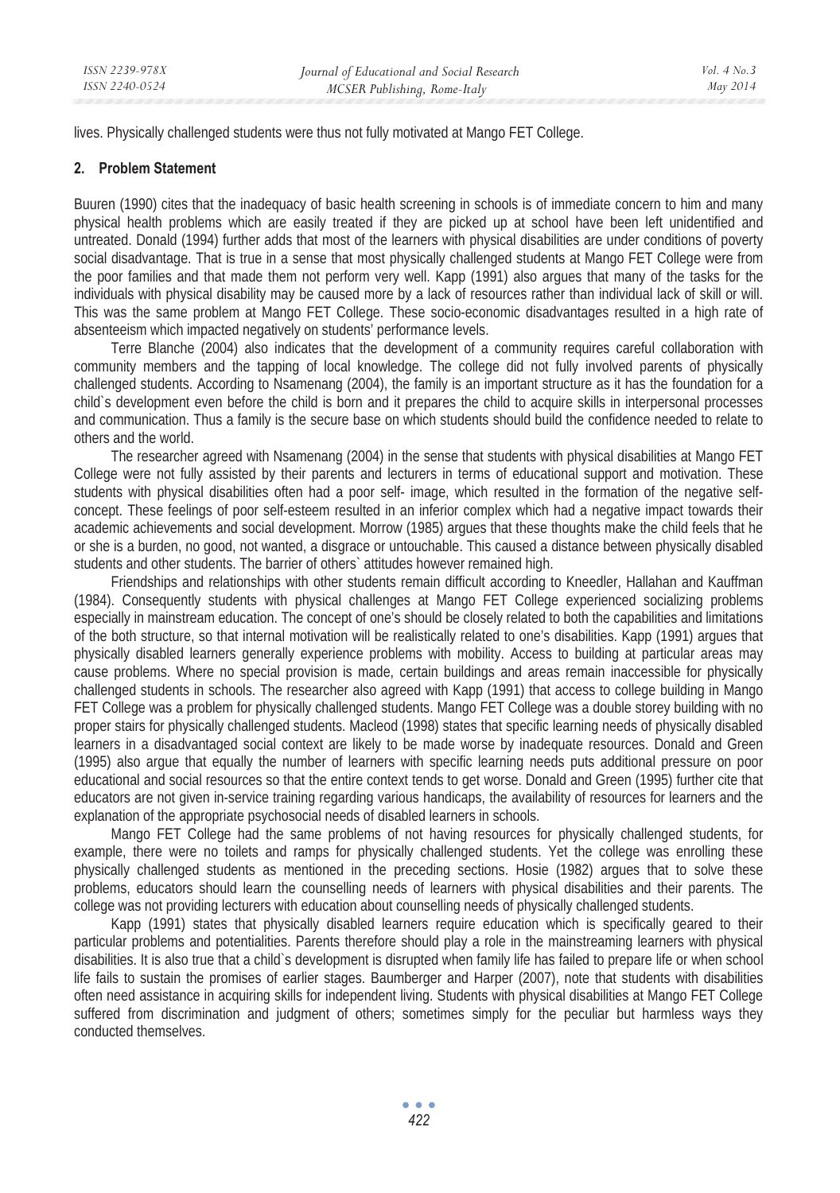lives. Physically challenged students were thus not fully motivated at Mango FET College.

## 2. Problem Statement

Buuren (1990) cites that the inadequacy of basic health screening in schools is of immediate concern to him and many physical health problems which are easily treated if they are picked up at school have been left unidentified and untreated. Donald (1994) further adds that most of the learners with physical disabilities are under conditions of poverty social disadvantage. That is true in a sense that most physically challenged students at Mango FET College were from the poor families and that made them not perform very well. Kapp (1991) also argues that many of the tasks for the individuals with physical disability may be caused more by a lack of resources rather than individual lack of skill or will. This was the same problem at Mango FET College. These socio-economic disadvantages resulted in a high rate of absenteeism which impacted negatively on students' performance levels.

Terre Blanche (2004) also indicates that the development of a community requires careful collaboration with community members and the tapping of local knowledge. The college did not fully involved parents of physically challenged students. According to Nsamenang (2004), the family is an important structure as it has the foundation for a child`s development even before the child is born and it prepares the child to acquire skills in interpersonal processes and communication. Thus a family is the secure base on which students should build the confidence needed to relate to others and the world.

The researcher agreed with Nsamenang (2004) in the sense that students with physical disabilities at Mango FET College were not fully assisted by their parents and lecturers in terms of educational support and motivation. These students with physical disabilities often had a poor self- image, which resulted in the formation of the negative self-concept. These feelings of poor self-esteem resulted in an inferior complex which had a negative impact towards their academic achievements and social development. Morrow (1985) argues that these thoughts make the child feels that he or she is a burden, no good, not wanted, a disgrace or untouchable. This caused a distance between physically disabled students and other students. The barrier of others` attitudes however remained high.

Friendships and relationships with other students remain difficult according to Kneedler, Hallahan and Kauffman (1984). Consequently students with physical challenges at Mango FET College experienced socializing problems especially in mainstream education. The concept of one's should be closely related to both the capabilities and limitations of the both structure, so that internal motivation will be realistically related to one's disabilities. Kapp (1991) argues that physically disabled learners generally experience problems with mobility. Access to building at particular areas may cause problems. Where no special provision is made, certain buildings and areas remain inaccessible for physically challenged students in schools. The researcher also agreed with Kapp (1991) that access to college building in Mango FET College was a problem for physically challenged students. Mango FET College was a double storey building with no proper stairs for physically challenged students. Macleod (1998) states that specific learning needs of physically disabled learners in a disadvantaged social context are likely to be made worse by inadequate resources. Donald and Green (1995) also argue that equally the number of learners with specific learning needs puts additional pressure on poor educational and social resources so that the entire context tends to get worse. Donald and Green (1995) further cite that educators are not given in-service training regarding various handicaps, the availability of resources for learners and the explanation of the appropriate psychosocial needs of disabled learners in schools.

Mango FET College had the same problems of not having resources for physically challenged students, for example, there were no toilets and ramps for physically challenged students. Yet the college was enrolling these physically challenged students as mentioned in the preceding sections. Hosie (1982) argues that to solve these problems, educators should learn the counselling needs of learners with physical disabilities and their parents. The college was not providing lecturers with education about counselling needs of physically challenged students.

Kapp (1991) states that physically disabled learners require education which is specifically geared to their particular problems and potentialities. Parents therefore should play a role in the mainstreaming learners with physical disabilities. It is also true that a child`s development is disrupted when family life has failed to prepare life or when school life fails to sustain the promises of earlier stages. Baumberger and Harper (2007), note that students with disabilities often need assistance in acquiring skills for independent living. Students with physical disabilities at Mango FET College suffered from discrimination and judgment of others; sometimes simply for the peculiar but harmless ways they conducted themselves.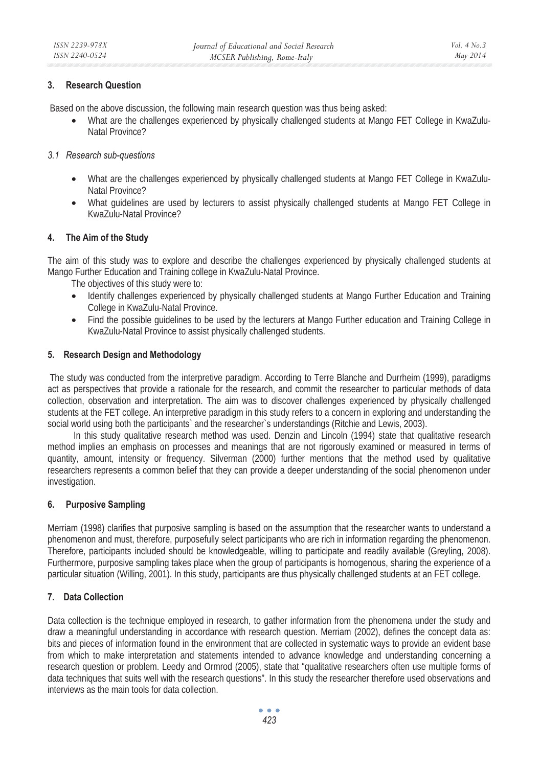## 3. Research Question

Based on the above discussion, the following main research question was thus being asked:

- What are the challenges experienced by physically challenged students at Mango FET College in KwaZulu-Natal Province?

### *3.1 Research sub-questions*

- What are the challenges experienced by physically challenged students at Mango FET College in KwaZulu-Natal Province?
- What guidelines are used by lecturers to assist physically challenged students at Mango FET College in KwaZulu-Natal Province?

## 4. The Aim of the Study

The aim of this study was to explore and describe the challenges experienced by physically challenged students at Mango Further Education and Training college in KwaZulu-Natal Province.

The objectives of this study were to:

- Identify challenges experienced by physically challenged students at Mango Further Education and Training College in KwaZulu-Natal Province.
- Find the possible guidelines to be used by the lecturers at Mango Further education and Training College in KwaZulu-Natal Province to assist physically challenged students.

## 5. Research Design and Methodology

The study was conducted from the interpretive paradigm. According to Terre Blanche and Durrheim (1999), paradigms act as perspectives that provide a rationale for the research, and commit the researcher to particular methods of data collection, observation and interpretation. The aim was to discover challenges experienced by physically challenged students at the FET college. An interpretive paradigm in this study refers to a concern in exploring and understanding the social world using both the participants` and the researcher`s understandings (Ritchie and Lewis, 2003).

In this study qualitative research method was used. Denzin and Lincoln (1994) state that qualitative research method implies an emphasis on processes and meanings that are not rigorously examined or measured in terms of quantity, amount, intensity or frequency. Silverman (2000) further mentions that the method used by qualitative researchers represents a common belief that they can provide a deeper understanding of the social phenomenon under investigation.

## 6. Purposive Sampling

Merriam (1998) clarifies that purposive sampling is based on the assumption that the researcher wants to understand a phenomenon and must, therefore, purposefully select participants who are rich in information regarding the phenomenon. Therefore, participants included should be knowledgeable, willing to participate and readily available (Greyling, 2008). Furthermore, purposive sampling takes place when the group of participants is homogenous, sharing the experience of a particular situation (Willing, 2001). In this study, participants are thus physically challenged students at an FET college.

## 7. Data Collection

Data collection is the technique employed in research, to gather information from the phenomena under the study and draw a meaningful understanding in accordance with research question. Merriam (2002), defines the concept data as: bits and pieces of information found in the environment that are collected in systematic ways to provide an evident base from which to make interpretation and statements intended to advance knowledge and understanding concerning a research question or problem. Leedy and Ormrod (2005), state that "qualitative researchers often use multiple forms of data techniques that suits well with the research questions". In this study the researcher therefore used observations and interviews as the main tools for data collection.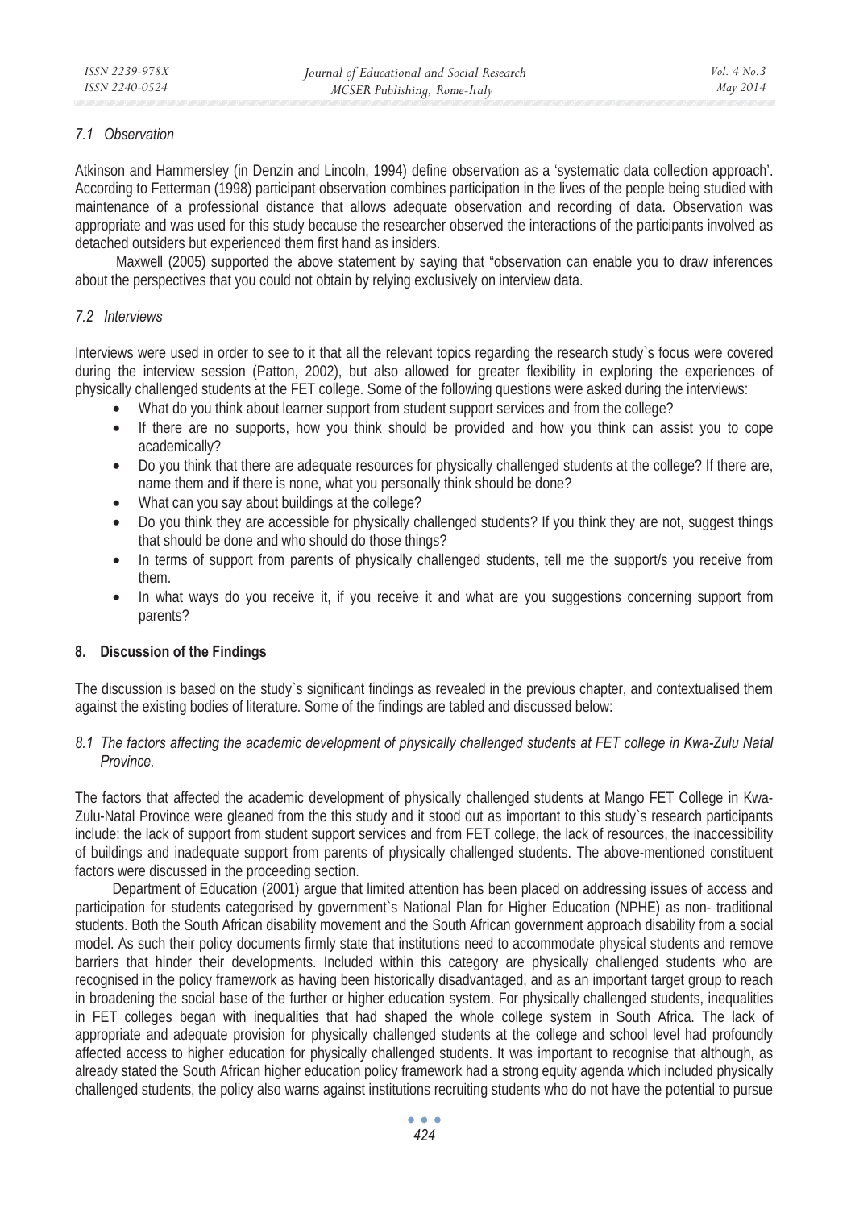### 7.1 Observation

Atkinson and Hammersley (in Denzin and Lincoln, 1994) define observation as a 'systematic data collection approach'. According to Fetterman (1998) participant observation combines participation in the lives of the people being studied with maintenance of a professional distance that allows adequate observation and recording of data. Observation was appropriate and was used for this study because the researcher observed the interactions of the participants involved as detached outsiders but experienced them first hand as insiders.

Maxwell (2005) supported the above statement by saying that "observation can enable you to draw inferences about the perspectives that you could not obtain by relying exclusively on interview data.

### 7.2 Interviews

Interviews were used in order to see to it that all the relevant topics regarding the research study`s focus were covered during the interview session (Patton, 2002), but also allowed for greater flexibility in exploring the experiences of physically challenged students at the FET college. Some of the following questions were asked during the interviews:

- What do you think about learner support from student support services and from the college?
- If there are no supports, how you think should be provided and how you think can assist you to cope academically?
- Do you think that there are adequate resources for physically challenged students at the college? If there are, name them and if there is none, what you personally think should be done?
- What can you say about buildings at the college?
- Do you think they are accessible for physically challenged students? If you think they are not, suggest things that should be done and who should do those things?
- In terms of support from parents of physically challenged students, tell me the support/s you receive from them.
- In what ways do you receive it, if you receive it and what are you suggestions concerning support from parents?

## 8. Discussion of the Findings

The discussion is based on the study`s significant findings as revealed in the previous chapter, and contextualised them against the existing bodies of literature. Some of the findings are tabled and discussed below:

### 8.1 The factors affecting the academic development of physically challenged students at FET college in Kwa-Zulu Natal Province.

The factors that affected the academic development of physically challenged students at Mango FET College in Kwa-Zulu-Natal Province were gleaned from the this study and it stood out as important to this study`s research participants include: the lack of support from student support services and from FET college, the lack of resources, the inaccessibility of buildings and inadequate support from parents of physically challenged students. The above-mentioned constituent factors were discussed in the proceeding section.

Department of Education (2001) argue that limited attention has been placed on addressing issues of access and participation for students categorised by government`s National Plan for Higher Education (NPHE) as non- traditional students. Both the South African disability movement and the South African government approach disability from a social model. As such their policy documents firmly state that institutions need to accommodate physical students and remove barriers that hinder their developments. Included within this category are physically challenged students who are recognised in the policy framework as having been historically disadvantaged, and as an important target group to reach in broadening the social base of the further or higher education system. For physically challenged students, inequalities in FET colleges began with inequalities that had shaped the whole college system in South Africa. The lack of appropriate and adequate provision for physically challenged students at the college and school level had profoundly affected access to higher education for physically challenged students. It was important to recognise that although, as already stated the South African higher education policy framework had a strong equity agenda which included physically challenged students, the policy also warns against institutions recruiting students who do not have the potential to pursue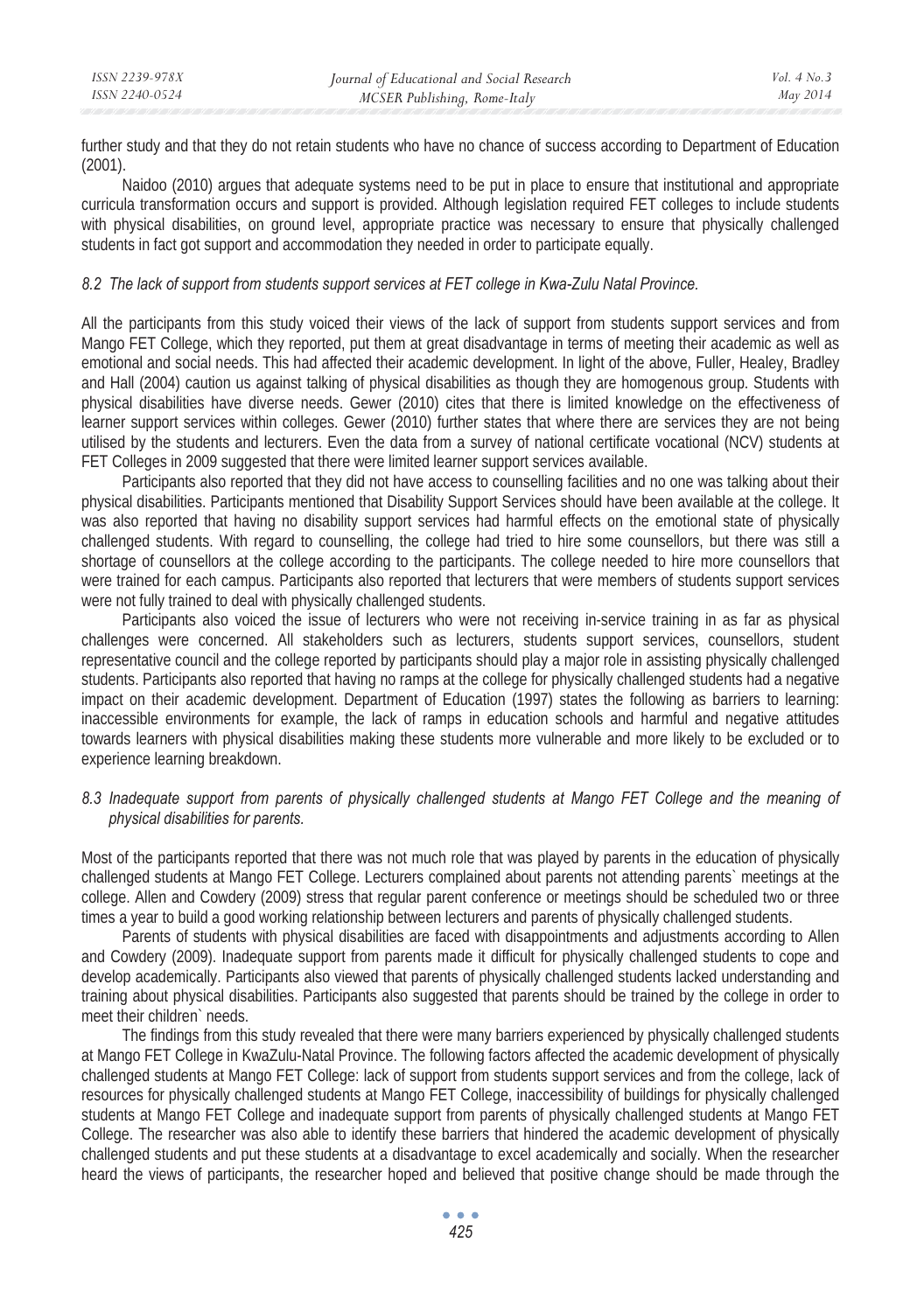further study and that they do not retain students who have no chance of success according to Department of Education (2001).

Naidoo (2010) argues that adequate systems need to be put in place to ensure that institutional and appropriate curricula transformation occurs and support is provided. Although legislation required FET colleges to include students with physical disabilities, on ground level, appropriate practice was necessary to ensure that physically challenged students in fact got support and accommodation they needed in order to participate equally.

### *8.2 The lack of support from students support services at FET college in Kwa-Zulu Natal Province.*

All the participants from this study voiced their views of the lack of support from students support services and from Mango FET College, which they reported, put them at great disadvantage in terms of meeting their academic as well as emotional and social needs. This had affected their academic development. In light of the above, Fuller, Healey, Bradley and Hall (2004) caution us against talking of physical disabilities as though they are homogenous group. Students with physical disabilities have diverse needs. Gewer (2010) cites that there is limited knowledge on the effectiveness of learner support services within colleges. Gewer (2010) further states that where there are services they are not being utilised by the students and lecturers. Even the data from a survey of national certificate vocational (NCV) students at FET Colleges in 2009 suggested that there were limited learner support services available.

Participants also reported that they did not have access to counselling facilities and no one was talking about their physical disabilities. Participants mentioned that Disability Support Services should have been available at the college. It was also reported that having no disability support services had harmful effects on the emotional state of physically challenged students. With regard to counselling, the college had tried to hire some counsellors, but there was still a shortage of counsellors at the college according to the participants. The college needed to hire more counsellors that were trained for each campus. Participants also reported that lecturers that were members of students support services were not fully trained to deal with physically challenged students.

Participants also voiced the issue of lecturers who were not receiving in-service training in as far as physical challenges were concerned. All stakeholders such as lecturers, students support services, counsellors, student representative council and the college reported by participants should play a major role in assisting physically challenged students. Participants also reported that having no ramps at the college for physically challenged students had a negative impact on their academic development. Department of Education (1997) states the following as barriers to learning: inaccessible environments for example, the lack of ramps in education schools and harmful and negative attitudes towards learners with physical disabilities making these students more vulnerable and more likely to be excluded or to experience learning breakdown.

### *8.3 Inadequate support from parents of physically challenged students at Mango FET College and the meaning of physical disabilities for parents.*

Most of the participants reported that there was not much role that was played by parents in the education of physically challenged students at Mango FET College. Lecturers complained about parents not attending parents` meetings at the college. Allen and Cowdery (2009) stress that regular parent conference or meetings should be scheduled two or three times a year to build a good working relationship between lecturers and parents of physically challenged students.

Parents of students with physical disabilities are faced with disappointments and adjustments according to Allen and Cowdery (2009). Inadequate support from parents made it difficult for physically challenged students to cope and develop academically. Participants also viewed that parents of physically challenged students lacked understanding and training about physical disabilities. Participants also suggested that parents should be trained by the college in order to meet their children` needs.

The findings from this study revealed that there were many barriers experienced by physically challenged students at Mango FET College in KwaZulu-Natal Province. The following factors affected the academic development of physically challenged students at Mango FET College: lack of support from students support services and from the college, lack of resources for physically challenged students at Mango FET College, inaccessibility of buildings for physically challenged students at Mango FET College and inadequate support from parents of physically challenged students at Mango FET College. The researcher was also able to identify these barriers that hindered the academic development of physically challenged students and put these students at a disadvantage to excel academically and socially. When the researcher heard the views of participants, the researcher hoped and believed that positive change should be made through the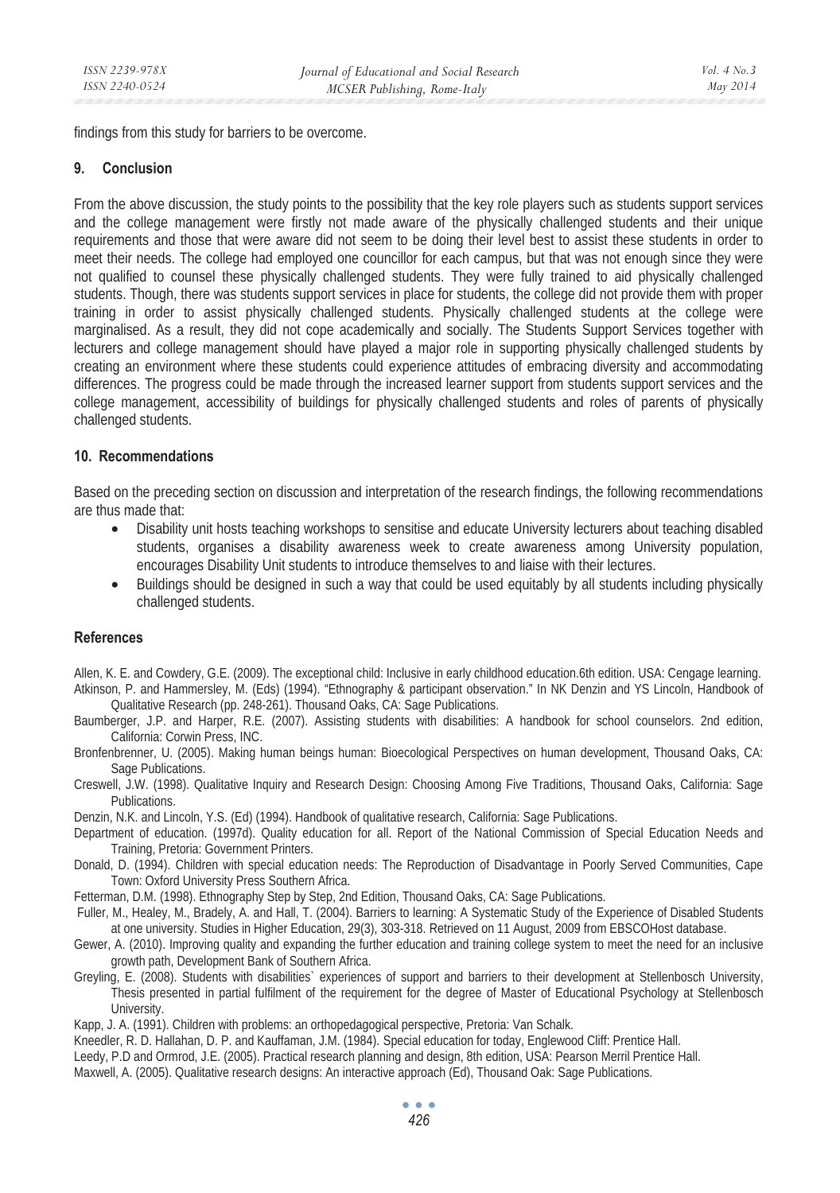findings from this study for barriers to be overcome.

## 9. Conclusion

From the above discussion, the study points to the possibility that the key role players such as students support services and the college management were firstly not made aware of the physically challenged students and their unique requirements and those that were aware did not seem to be doing their level best to assist these students in order to meet their needs. The college had employed one councillor for each campus, but that was not enough since they were not qualified to counsel these physically challenged students. They were fully trained to aid physically challenged students. Though, there was students support services in place for students, the college did not provide them with proper training in order to assist physically challenged students. Physically challenged students at the college were marginalised. As a result, they did not cope academically and socially. The Students Support Services together with lecturers and college management should have played a major role in supporting physically challenged students by creating an environment where these students could experience attitudes of embracing diversity and accommodating differences. The progress could be made through the increased learner support from students support services and the college management, accessibility of buildings for physically challenged students and roles of parents of physically challenged students.

## 10. Recommendations

Based on the preceding section on discussion and interpretation of the research findings, the following recommendations are thus made that:

- Disability unit hosts teaching workshops to sensitise and educate University lecturers about teaching disabled students, organises a disability awareness week to create awareness among University population, encourages Disability Unit students to introduce themselves to and liaise with their lectures.
- Buildings should be designed in such a way that could be used equitably by all students including physically challenged students.

## References

Allen, K. E. and Cowdery, G.E. (2009). The exceptional child: Inclusive in early childhood education.6th edition. USA: Cengage learning.

Atkinson, P. and Hammersley, M. (Eds) (1994). "Ethnography & participant observation." In NK Denzin and YS Lincoln, Handbook of Qualitative Research (pp. 248-261). Thousand Oaks, CA: Sage Publications.

Baumberger, J.P. and Harper, R.E. (2007). Assisting students with disabilities: A handbook for school counselors. 2nd edition, California: Corwin Press, INC.

Bronfenbrenner, U. (2005). Making human beings human: Bioecological Perspectives on human development, Thousand Oaks, CA: Sage Publications.

Creswell, J.W. (1998). Qualitative Inquiry and Research Design: Choosing Among Five Traditions, Thousand Oaks, California: Sage Publications.

Denzin, N.K. and Lincoln, Y.S. (Ed) (1994). Handbook of qualitative research, California: Sage Publications.

Department of education. (1997d). Quality education for all. Report of the National Commission of Special Education Needs and Training, Pretoria: Government Printers.

Donald, D. (1994). Children with special education needs: The Reproduction of Disadvantage in Poorly Served Communities, Cape Town: Oxford University Press Southern Africa.

Fetterman, D.M. (1998). Ethnography Step by Step, 2nd Edition, Thousand Oaks, CA: Sage Publications.

Fuller, M., Healey, M., Bradely, A. and Hall, T. (2004). Barriers to learning: A Systematic Study of the Experience of Disabled Students at one university. Studies in Higher Education, 29(3), 303-318. Retrieved on 11 August, 2009 from EBSCOHost database.

Gewer, A. (2010). Improving quality and expanding the further education and training college system to meet the need for an inclusive growth path, Development Bank of Southern Africa.

Greyling, E. (2008). Students with disabilities` experiences of support and barriers to their development at Stellenbosch University, Thesis presented in partial fulfilment of the requirement for the degree of Master of Educational Psychology at Stellenbosch University.

Kapp, J. A. (1991). Children with problems: an orthopedagogical perspective, Pretoria: Van Schalk.

Kneedler, R. D. Hallahan, D. P. and Kauffaman, J.M. (1984). Special education for today, Englewood Cliff: Prentice Hall.

Leedy, P.D and Ormrod, J.E. (2005). Practical research planning and design, 8th edition, USA: Pearson Merril Prentice Hall.

Maxwell, A. (2005). Qualitative research designs: An interactive approach (Ed), Thousand Oak: Sage Publications.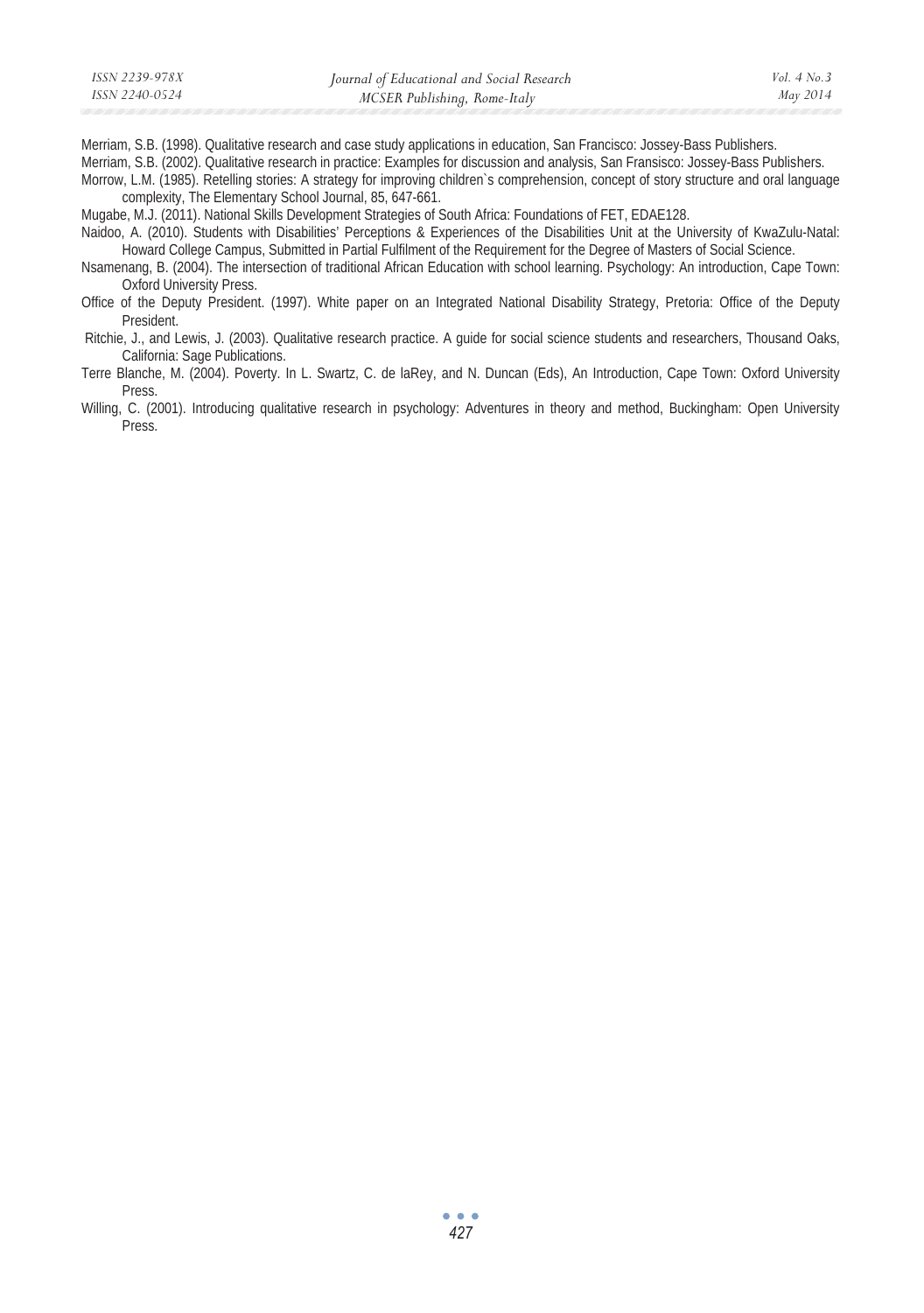Merriam, S.B. (1998). Qualitative research and case study applications in education, San Francisco: Jossey-Bass Publishers.

Merriam, S.B. (2002). Qualitative research in practice: Examples for discussion and analysis, San Fransisco: Jossey-Bass Publishers.

Morrow, L.M. (1985). Retelling stories: A strategy for improving children`s comprehension, concept of story structure and oral language complexity, The Elementary School Journal, 85, 647-661.

Mugabe, M.J. (2011). National Skills Development Strategies of South Africa: Foundations of FET, EDAE128.

Naidoo, A. (2010). Students with Disabilities' Perceptions & Experiences of the Disabilities Unit at the University of KwaZulu-Natal: Howard College Campus, Submitted in Partial Fulfilment of the Requirement for the Degree of Masters of Social Science.

Nsamenang, B. (2004). The intersection of traditional African Education with school learning. Psychology: An introduction, Cape Town: Oxford University Press.

Office of the Deputy President. (1997). White paper on an Integrated National Disability Strategy, Pretoria: Office of the Deputy President.

Ritchie, J., and Lewis, J. (2003). Qualitative research practice. A guide for social science students and researchers, Thousand Oaks, California: Sage Publications.

Terre Blanche, M. (2004). Poverty. In L. Swartz, C. de laRey, and N. Duncan (Eds), An Introduction, Cape Town: Oxford University Press.

Willing, C. (2001). Introducing qualitative research in psychology: Adventures in theory and method, Buckingham: Open University Press.